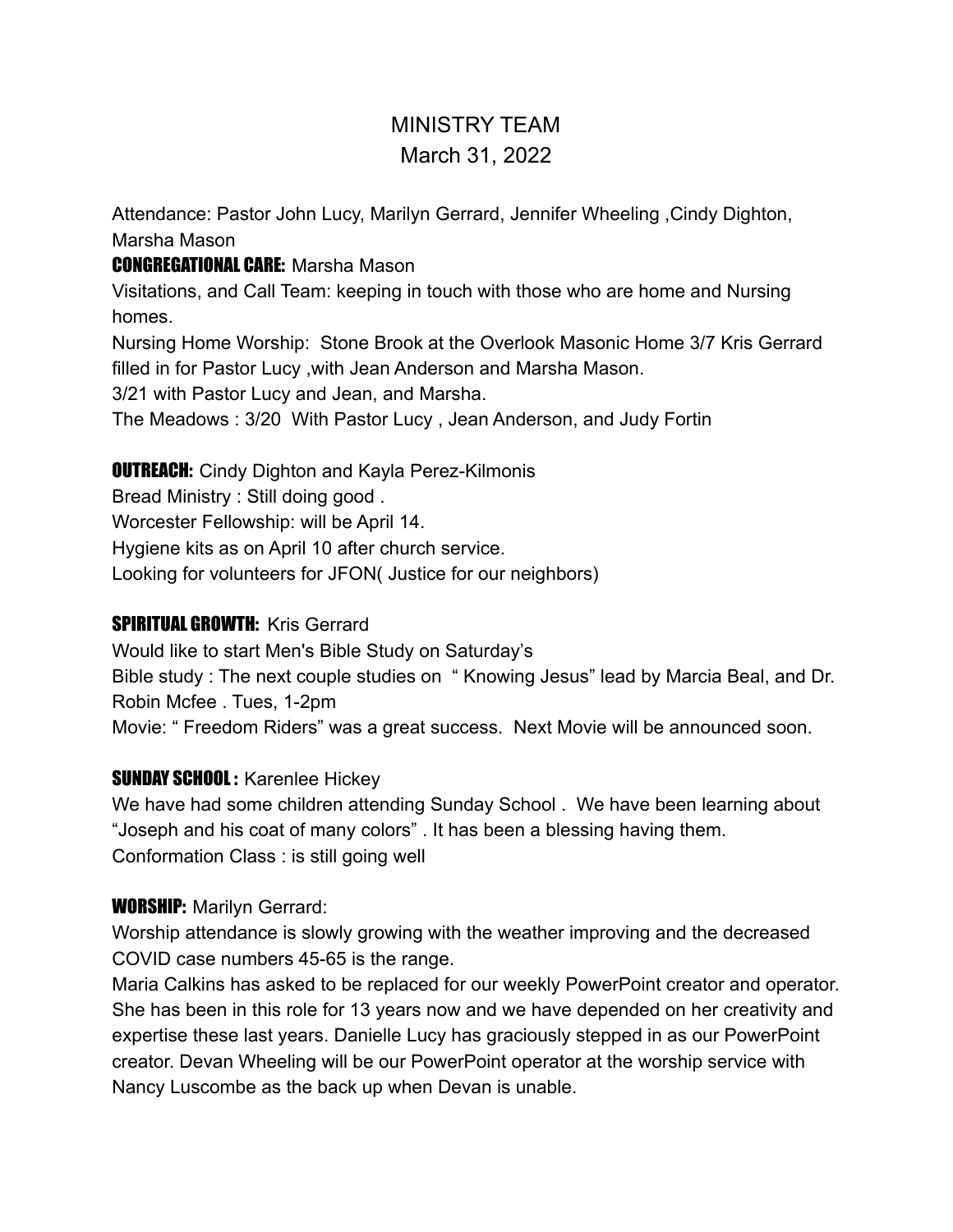# MINISTRY TEAM

## March 31, 2022

Attendance: Pastor John Lucy, Marilyn Gerrard, Jennifer Wheeling ,Cindy Dighton, Marsha Mason

**CONGREGATIONAL CARE:** Marsha Mason

Visitations, and Call Team: keeping in touch with those who are home and Nursing homes.

Nursing Home Worship: Stone Brook at the Overlook Masonic Home 3/7 Kris Gerrard filled in for Pastor Lucy ,with Jean Anderson and Marsha Mason.

3/21 with Pastor Lucy and Jean, and Marsha.

The Meadows : 3/20 With Pastor Lucy , Jean Anderson, and Judy Fortin

**OUTREACH:** Cindy Dighton and Kayla Perez-Kilmonis

Bread Ministry : Still doing good .

Worcester Fellowship: will be April 14.

Hygiene kits as on April 10 after church service.

Looking for volunteers for JFON( Justice for our neighbors)

**SPIRITUAL GROWTH:** Kris Gerrard

Would like to start Men's Bible Study on Saturday's

Bible study : The next couple studies on " Knowing Jesus" lead by Marcia Beal, and Dr. Robin Mcfee . Tues, 1-2pm

Movie: " Freedom Riders" was a great success. Next Movie will be announced soon.

**SUNDAY SCHOOL :** Karenlee Hickey

We have had some children attending Sunday School . We have been learning about "Joseph and his coat of many colors" . It has been a blessing having them.

Conformation Class : is still going well

**WORSHIP:** Marilyn Gerrard:

Worship attendance is slowly growing with the weather improving and the decreased COVID case numbers 45-65 is the range.

Maria Calkins has asked to be replaced for our weekly PowerPoint creator and operator. She has been in this role for 13 years now and we have depended on her creativity and expertise these last years. Danielle Lucy has graciously stepped in as our PowerPoint creator. Devan Wheeling will be our PowerPoint operator at the worship service with Nancy Luscombe as the back up when Devan is unable.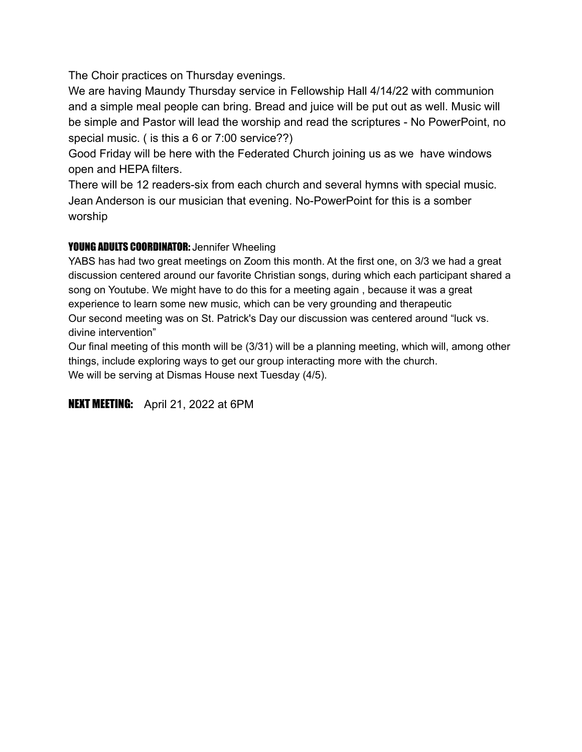The Choir practices on Thursday evenings.
We are having Maundy Thursday service in Fellowship Hall 4/14/22 with communion and a simple meal people can bring. Bread and juice will be put out as well. Music will be simple and Pastor will lead the worship and read the scriptures - No PowerPoint, no special music. ( is this a 6 or 7:00 service??)
Good Friday will be here with the Federated Church joining us as we  have windows open and HEPA filters.
There will be 12 readers-six from each church and several hymns with special music. Jean Anderson is our musician that evening. No-PowerPoint for this is a somber worship

**YOUNG ADULTS COORDINATOR:** Jennifer Wheeling
YABS has had two great meetings on Zoom this month. At the first one, on 3/3 we had a great discussion centered around our favorite Christian songs, during which each participant shared a song on Youtube. We might have to do this for a meeting again , because it was a great experience to learn some new music, which can be very grounding and therapeutic
Our second meeting was on St. Patrick's Day our discussion was centered around “luck vs. divine intervention”
Our final meeting of this month will be (3/31) will be a planning meeting, which will, among other things, include exploring ways to get our group interacting more with the church.
We will be serving at Dismas House next Tuesday (4/5).

**NEXT MEETING:** April 21, 2022 at 6PM